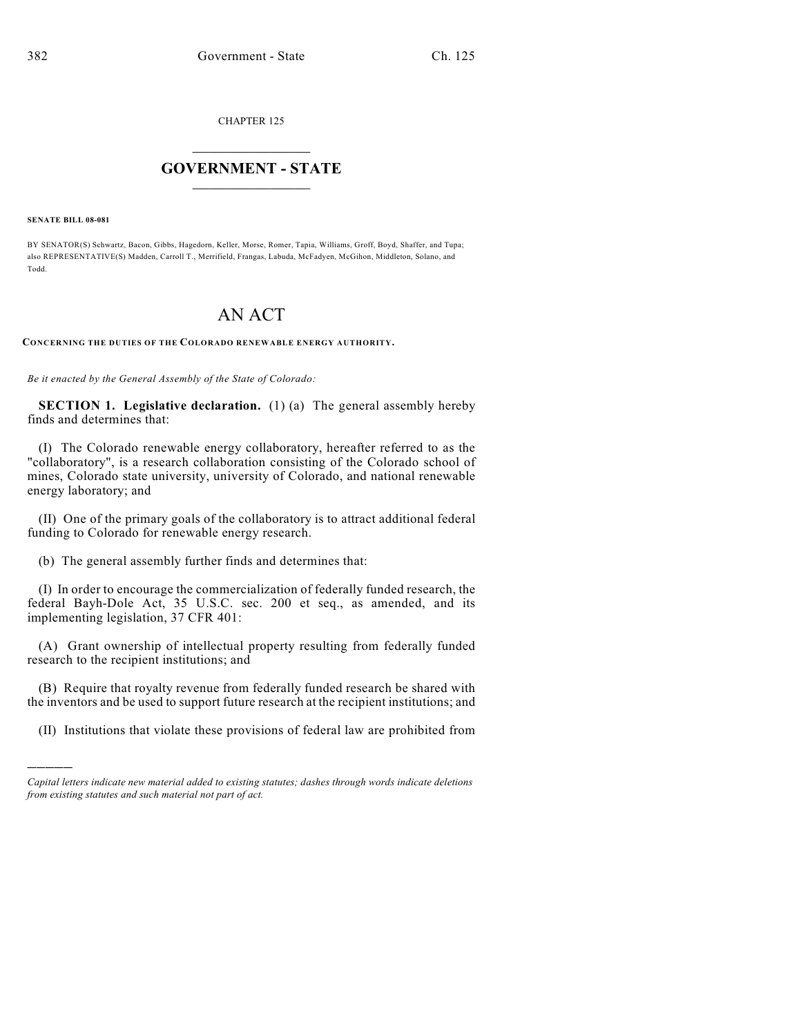CHAPTER 125

## GOVERNMENT - STATE

**SENATE BILL 08-081**

BY SENATOR(S) Schwartz, Bacon, Gibbs, Hagedorn, Keller, Morse, Romer, Tapia, Williams, Groff, Boyd, Shaffer, and Tupa; also REPRESENTATIVE(S) Madden, Carroll T., Merrifield, Frangas, Labuda, McFadyen, McGihon, Middleton, Solano, and Todd.

# AN ACT

**CONCERNING THE DUTIES OF THE COLORADO RENEWABLE ENERGY AUTHORITY.**

*Be it enacted by the General Assembly of the State of Colorado:*

**SECTION 1. Legislative declaration.** (1) (a) The general assembly hereby finds and determines that:

(I) The Colorado renewable energy collaboratory, hereafter referred to as the "collaboratory", is a research collaboration consisting of the Colorado school of mines, Colorado state university, university of Colorado, and national renewable energy laboratory; and

(II) One of the primary goals of the collaboratory is to attract additional federal funding to Colorado for renewable energy research.

(b) The general assembly further finds and determines that:

(I) In order to encourage the commercialization of federally funded research, the federal Bayh-Dole Act, 35 U.S.C. sec. 200 et seq., as amended, and its implementing legislation, 37 CFR 401:

(A) Grant ownership of intellectual property resulting from federally funded research to the recipient institutions; and

(B) Require that royalty revenue from federally funded research be shared with the inventors and be used to support future research at the recipient institutions; and

(II) Institutions that violate these provisions of federal law are prohibited from

*Capital letters indicate new material added to existing statutes; dashes through words indicate deletions from existing statutes and such material not part of act.*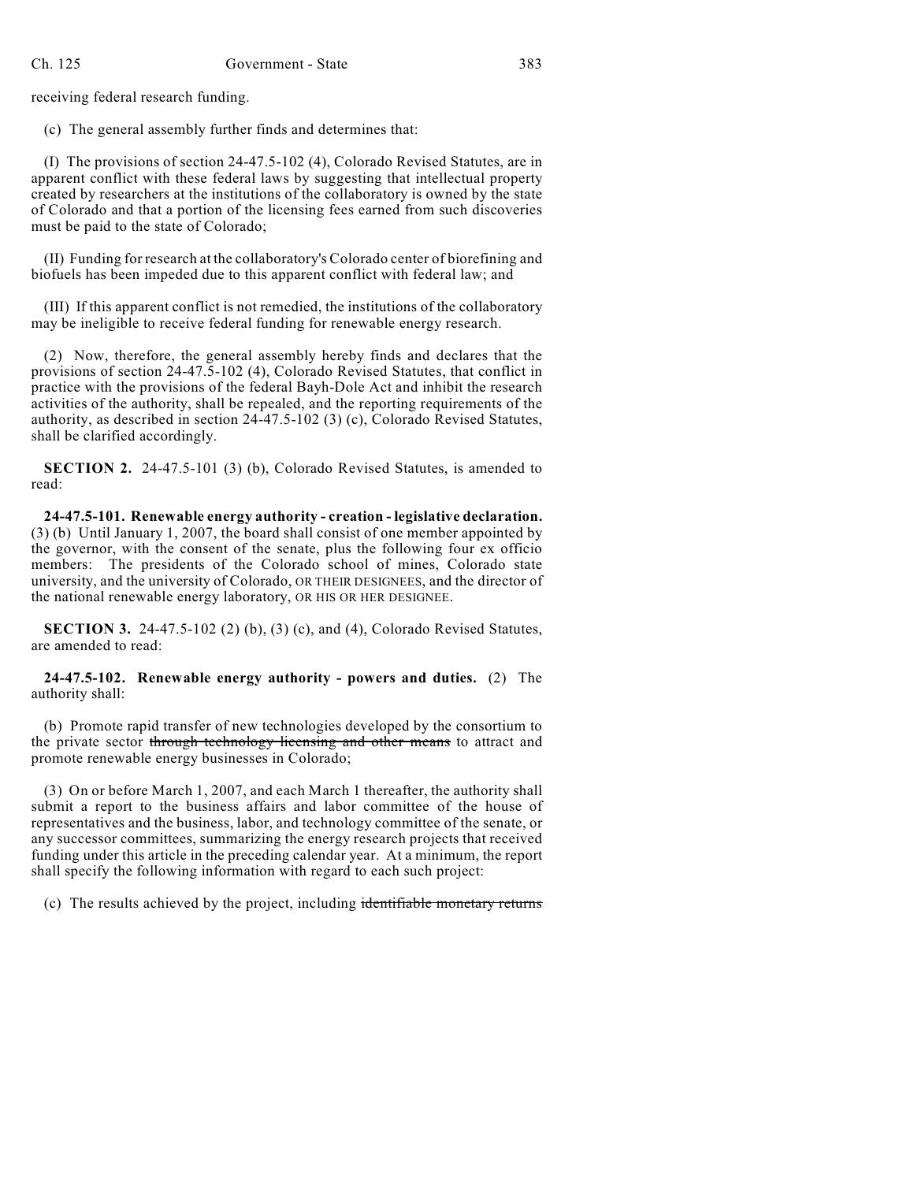receiving federal research funding.

(c) The general assembly further finds and determines that:

(I) The provisions of section 24-47.5-102 (4), Colorado Revised Statutes, are in apparent conflict with these federal laws by suggesting that intellectual property created by researchers at the institutions of the collaboratory is owned by the state of Colorado and that a portion of the licensing fees earned from such discoveries must be paid to the state of Colorado;

(II) Funding for research at the collaboratory's Colorado center of biorefining and biofuels has been impeded due to this apparent conflict with federal law; and

(III) If this apparent conflict is not remedied, the institutions of the collaboratory may be ineligible to receive federal funding for renewable energy research.

(2) Now, therefore, the general assembly hereby finds and declares that the provisions of section 24-47.5-102 (4), Colorado Revised Statutes, that conflict in practice with the provisions of the federal Bayh-Dole Act and inhibit the research activities of the authority, shall be repealed, and the reporting requirements of the authority, as described in section 24-47.5-102 (3) (c), Colorado Revised Statutes, shall be clarified accordingly.

**SECTION 2.** 24-47.5-101 (3) (b), Colorado Revised Statutes, is amended to read:

**24-47.5-101. Renewable energy authority - creation - legislative declaration.** (3) (b) Until January 1, 2007, the board shall consist of one member appointed by the governor, with the consent of the senate, plus the following four ex officio members: The presidents of the Colorado school of mines, Colorado state university, and the university of Colorado, OR THEIR DESIGNEES, and the director of the national renewable energy laboratory, OR HIS OR HER DESIGNEE.

**SECTION 3.** 24-47.5-102 (2) (b), (3) (c), and (4), Colorado Revised Statutes, are amended to read:

**24-47.5-102. Renewable energy authority - powers and duties.** (2) The authority shall:

(b) Promote rapid transfer of new technologies developed by the consortium to the private sector ~~through technology licensing and other means~~ to attract and promote renewable energy businesses in Colorado;

(3) On or before March 1, 2007, and each March 1 thereafter, the authority shall submit a report to the business affairs and labor committee of the house of representatives and the business, labor, and technology committee of the senate, or any successor committees, summarizing the energy research projects that received funding under this article in the preceding calendar year. At a minimum, the report shall specify the following information with regard to each such project:

(c) The results achieved by the project, including ~~identifiable monetary returns~~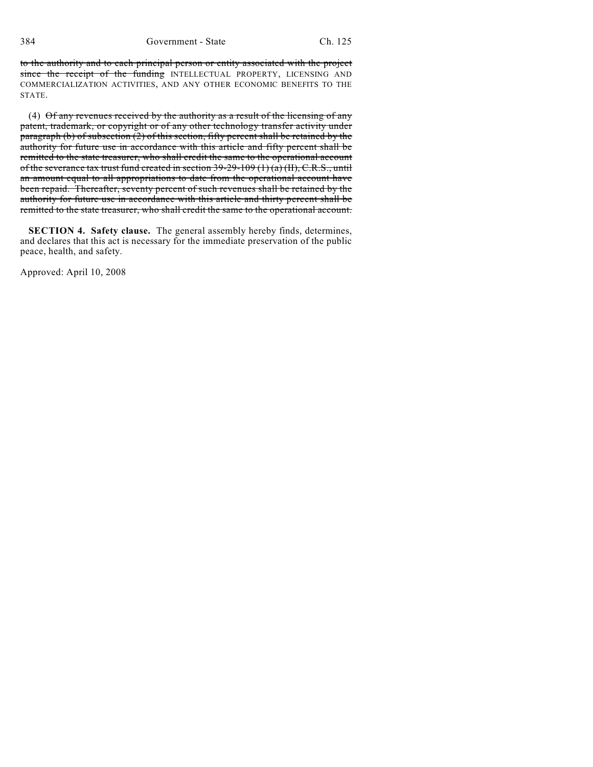~~to the authority and to each principal person or entity associated with the project since the receipt of the funding~~ INTELLECTUAL PROPERTY, LICENSING AND COMMERCIALIZATION ACTIVITIES, AND ANY OTHER ECONOMIC BENEFITS TO THE STATE.

(4) ~~Of any revenues received by the authority as a result of the licensing of any patent, trademark, or copyright or of any other technology transfer activity under paragraph (b) of subsection (2) of this section, fifty percent shall be retained by the authority for future use in accordance with this article and fifty percent shall be remitted to the state treasurer, who shall credit the same to the operational account of the severance tax trust fund created in section 39-29-109 (1) (a) (II), C.R.S., until an amount equal to all appropriations to date from the operational account have been repaid. Thereafter, seventy percent of such revenues shall be retained by the authority for future use in accordance with this article and thirty percent shall be remitted to the state treasurer, who shall credit the same to the operational account.~~

**SECTION 4. Safety clause.** The general assembly hereby finds, determines, and declares that this act is necessary for the immediate preservation of the public peace, health, and safety.

Approved: April 10, 2008